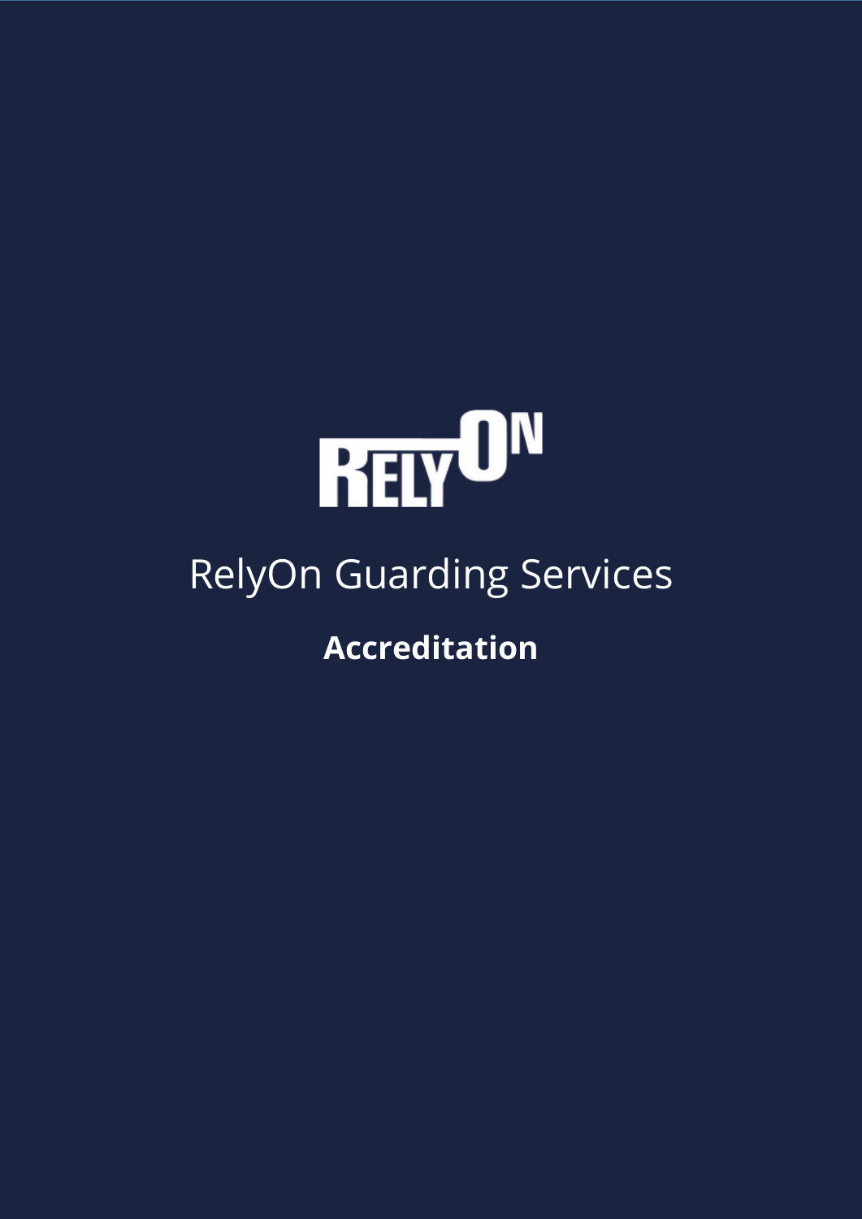# RelyOn Guarding Services

**Accreditation**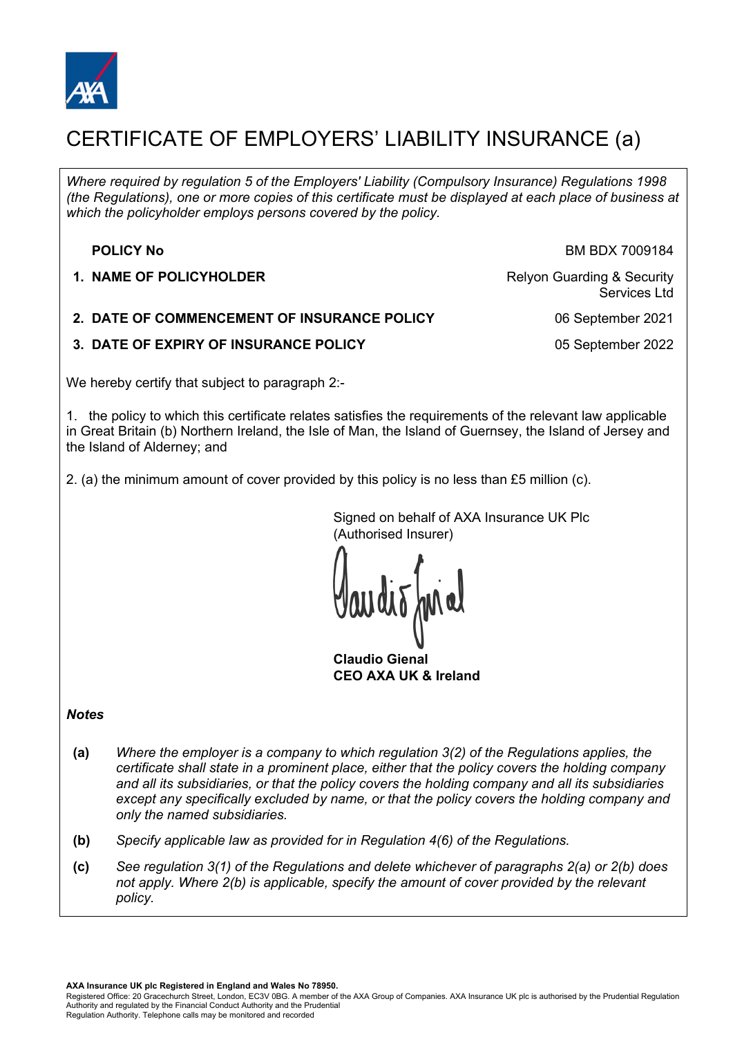# CERTIFICATE OF EMPLOYERS' LIABILITY INSURANCE (a)

*Where required by regulation 5 of the Employers' Liability (Compulsory Insurance) Regulations 1998 (the Regulations), one or more copies of this certificate must be displayed at each place of business at which the policyholder employs persons covered by the policy.*

| | |
|---|---|
| **POLICY No** | BM BDX 7009184 |
| **1. NAME OF POLICYHOLDER** | Relyon Guarding & Security Services Ltd |
| **2. DATE OF COMMENCEMENT OF INSURANCE POLICY** | 06 September 2021 |
| **3. DATE OF EXPIRY OF INSURANCE POLICY** | 05 September 2022 |

We hereby certify that subject to paragraph 2:-

1. the policy to which this certificate relates satisfies the requirements of the relevant law applicable in Great Britain (b) Northern Ireland, the Isle of Man, the Island of Guernsey, the Island of Jersey and the Island of Alderney; and

2. (a) the minimum amount of cover provided by this policy is no less than £5 million (c).

Signed on behalf of AXA Insurance UK Plc (Authorised Insurer)

**Claudio Gienal**
**CEO AXA UK & Ireland**

***Notes***

**(a)** *Where the employer is a company to which regulation 3(2) of the Regulations applies, the certificate shall state in a prominent place, either that the policy covers the holding company and all its subsidiaries, or that the policy covers the holding company and all its subsidiaries except any specifically excluded by name, or that the policy covers the holding company and only the named subsidiaries.*

**(b)** *Specify applicable law as provided for in Regulation 4(6) of the Regulations.*

**(c)** *See regulation 3(1) of the Regulations and delete whichever of paragraphs 2(a) or 2(b) does not apply. Where 2(b) is applicable, specify the amount of cover provided by the relevant policy.*

**AXA Insurance UK plc Registered in England and Wales No 78950.**
Registered Office: 20 Gracechurch Street, London, EC3V 0BG. A member of the AXA Group of Companies. AXA Insurance UK plc is authorised by the Prudential Regulation Authority and regulated by the Financial Conduct Authority and the Prudential Regulation Authority. Telephone calls may be monitored and recorded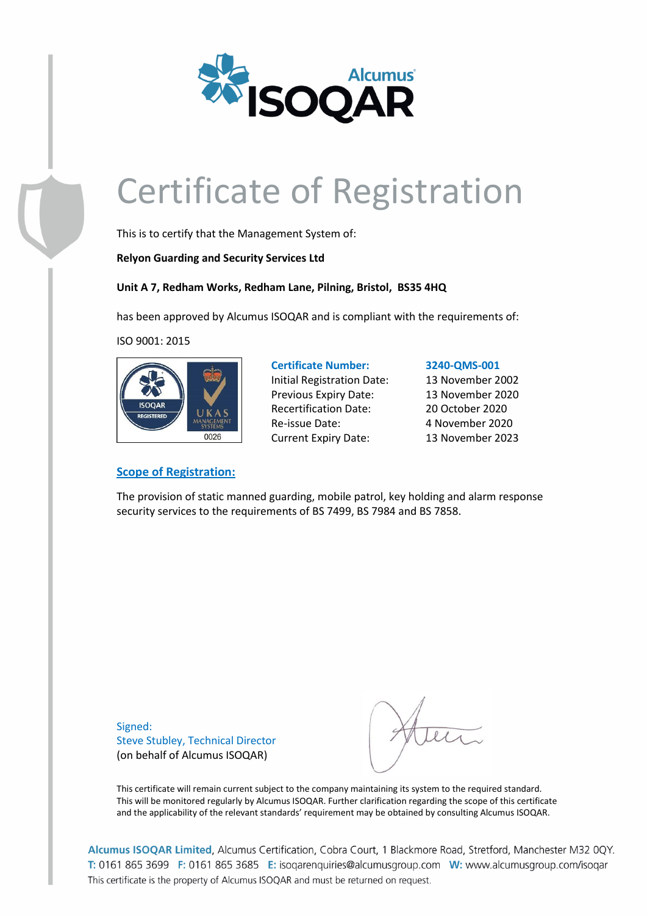# Certificate of Registration

This is to certify that the Management System of:

**Relyon Guarding and Security Services Ltd**

**Unit A 7, Redham Works, Redham Lane, Pilning, Bristol, BS35 4HQ**

has been approved by Alcumus ISOQAR and is compliant with the requirements of:

ISO 9001: 2015

| | |
|---|---|
| **Certificate Number:** | **3240-QMS-001** |
| Initial Registration Date: | 13 November 2002 |
| Previous Expiry Date: | 13 November 2020 |
| Recertification Date: | 20 October 2020 |
| Re-issue Date: | 4 November 2020 |
| Current Expiry Date: | 13 November 2023 |

## Scope of Registration:

The provision of static manned guarding, mobile patrol, key holding and alarm response security services to the requirements of BS 7499, BS 7984 and BS 7858.

Signed:
Steve Stubley, Technical Director
(on behalf of Alcumus ISOQAR)

This certificate will remain current subject to the company maintaining its system to the required standard. This will be monitored regularly by Alcumus ISOQAR. Further clarification regarding the scope of this certificate and the applicability of the relevant standards' requirement may be obtained by consulting Alcumus ISOQAR.

**Alcumus ISOQAR Limited**, Alcumus Certification, Cobra Court, 1 Blackmore Road, Stretford, Manchester M32 0QY.
T: 0161 865 3699 F: 0161 865 3685 E: isoqarenquiries@alcumusgroup.com W: www.alcumusgroup.com/isoqar
This certificate is the property of Alcumus ISOQAR and must be returned on request.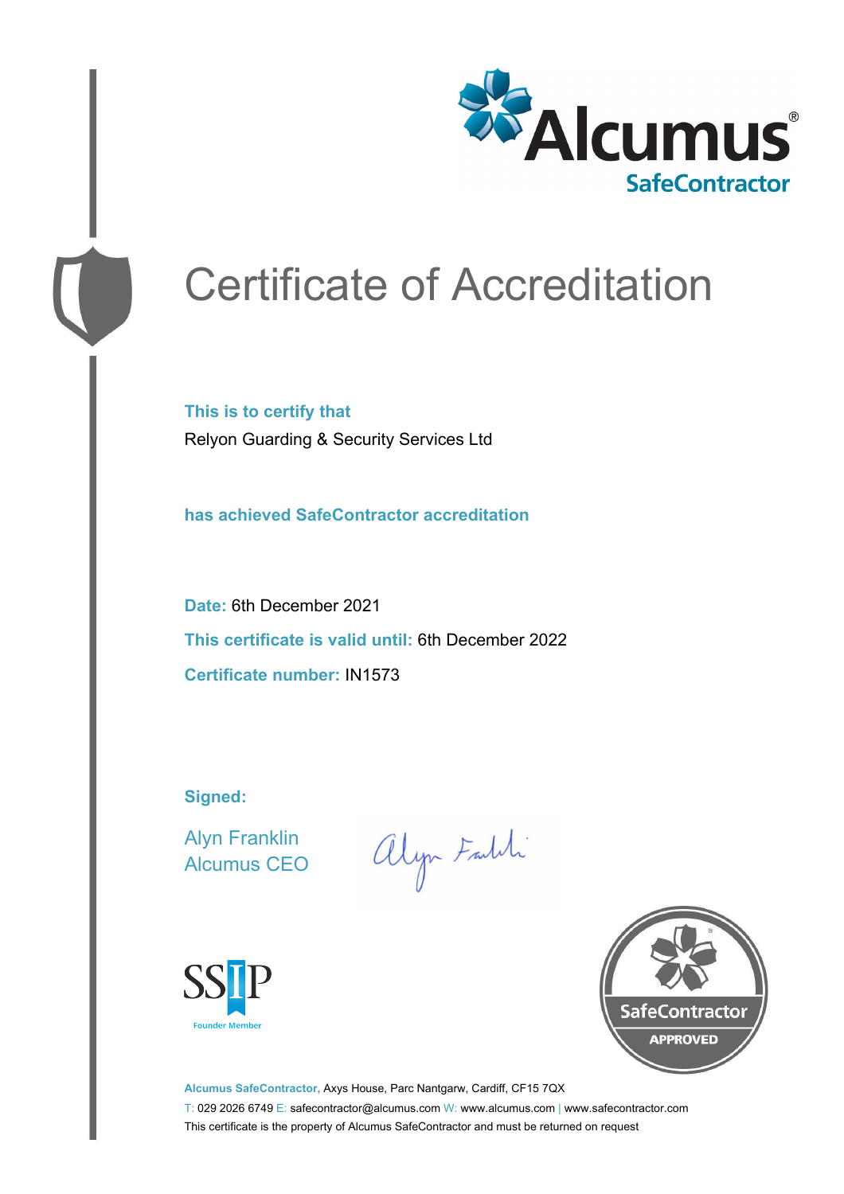Alcumus®
SafeContractor

# Certificate of Accreditation

**This is to certify that**

Relyon Guarding & Security Services Ltd

**has achieved SafeContractor accreditation**

**Date:** 6th December 2021

**This certificate is valid until:** 6th December 2022

**Certificate number:** IN1573

**Signed:**

Alyn Franklin
Alcumus CEO

SSIP
Founder Member

SafeContractor
APPROVED

**Alcumus SafeContractor,** Axys House, Parc Nantgarw, Cardiff, CF15 7QX

T: 029 2026 6749 E: safecontractor@alcumus.com W: www.alcumus.com | www.safecontractor.com

This certificate is the property of Alcumus SafeContractor and must be returned on request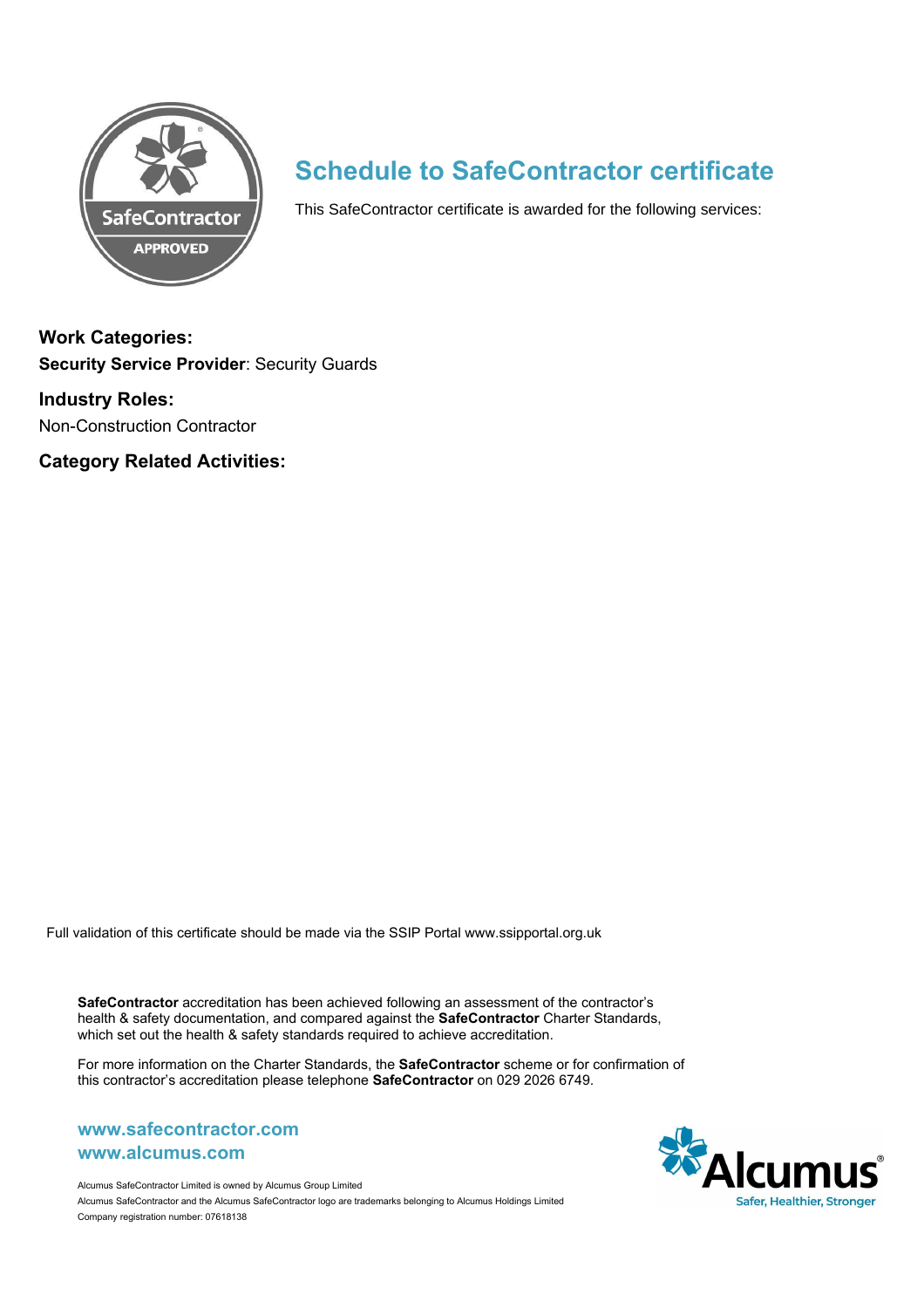# Schedule to SafeContractor certificate

This SafeContractor certificate is awarded for the following services:

**Work Categories:**

**Security Service Provider**: Security Guards

**Industry Roles:**

Non-Construction Contractor

**Category Related Activities:**

Full validation of this certificate should be made via the SSIP Portal www.ssipportal.org.uk

**SafeContractor** accreditation has been achieved following an assessment of the contractor's health & safety documentation, and compared against the **SafeContractor** Charter Standards, which set out the health & safety standards required to achieve accreditation.

For more information on the Charter Standards, the **SafeContractor** scheme or for confirmation of this contractor's accreditation please telephone **SafeContractor** on 029 2026 6749.

**www.safecontractor.com**
**www.alcumus.com**

Alcumus SafeContractor Limited is owned by Alcumus Group Limited
Alcumus SafeContractor and the Alcumus SafeContractor logo are trademarks belonging to Alcumus Holdings Limited
Company registration number: 07618138

Alcumus
Safer, Healthier, Stronger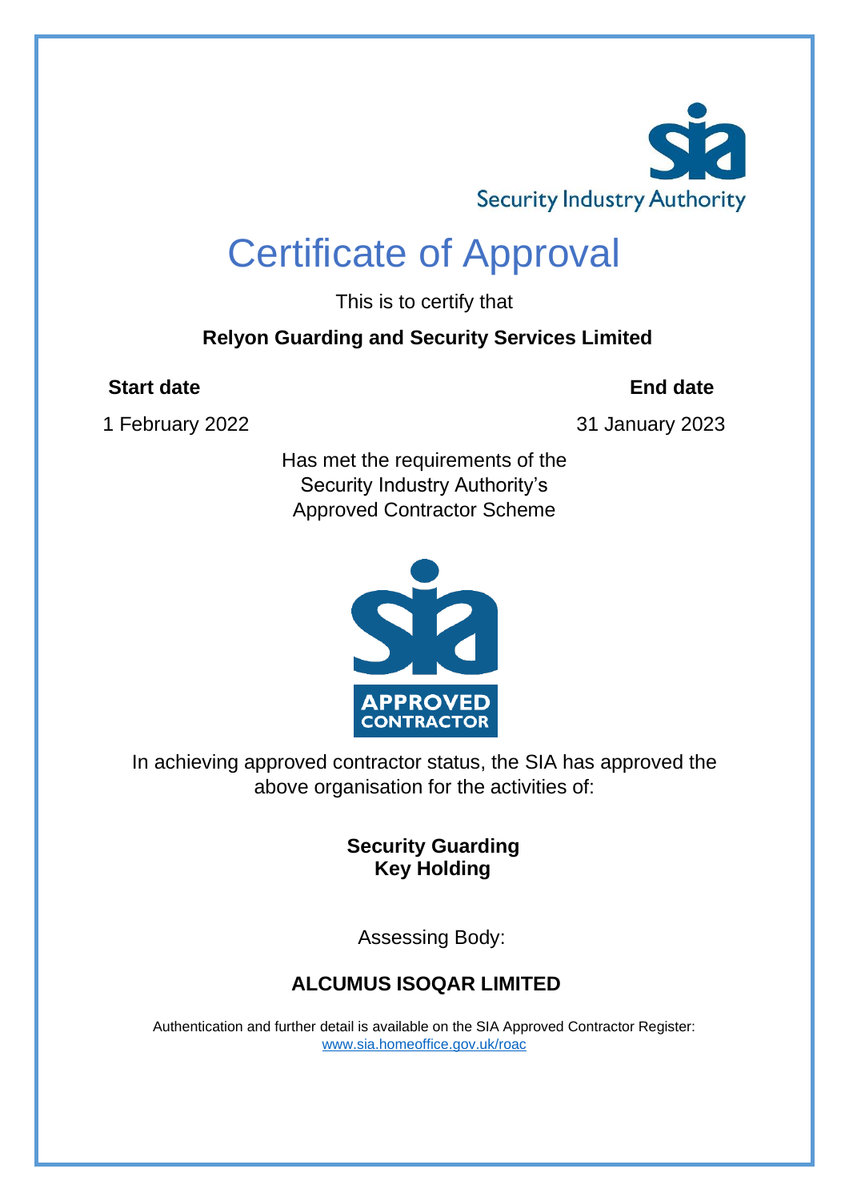Security Industry Authority

# Certificate of Approval

This is to certify that

**Relyon Guarding and Security Services Limited**

| **Start date** | **End date** |
| --- | --- |
| 1 February 2022 | 31 January 2023 |

Has met the requirements of the Security Industry Authority's Approved Contractor Scheme

APPROVED CONTRACTOR

In achieving approved contractor status, the SIA has approved the above organisation for the activities of:

**Security Guarding**
**Key Holding**

Assessing Body:

**ALCUMUS ISOQAR LIMITED**

Authentication and further detail is available on the SIA Approved Contractor Register:
www.sia.homeoffice.gov.uk/roac